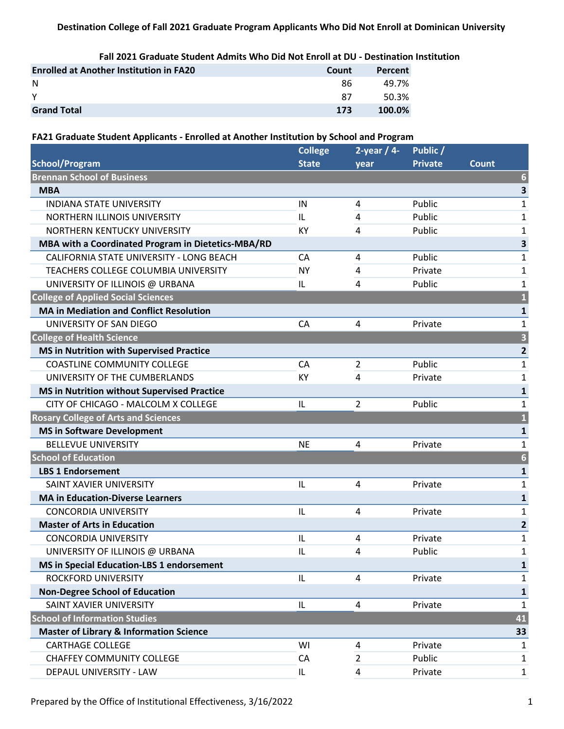# Destination College of Fall 2021 Graduate Program Applicants Who Did Not Enroll at Dominican University

**Fall 2021 Graduate Student Admits Who Did Not Enroll at DU - Destination Institution**

| Enrolled at Another Institution in FA20 | Count | Percent |
|---|---|---|
| N | 86 | 49.7% |
| Y | 87 | 50.3% |
| **Grand Total** | **173** | **100.0%** |

**FA21 Graduate Student Applicants - Enrolled at Another Institution by School and Program**

| School/Program | College State | 2-year / 4-year | Public / Private | Count |
|---|---|---|---|---|
| **Brennan School of Business** | | | | **6** |
| **MBA** | | | | **3** |
| INDIANA STATE UNIVERSITY | IN | 4 | Public | 1 |
| NORTHERN ILLINOIS UNIVERSITY | IL | 4 | Public | 1 |
| NORTHERN KENTUCKY UNIVERSITY | KY | 4 | Public | 1 |
| **MBA with a Coordinated Program in Dietetics-MBA/RD** | | | | **3** |
| CALIFORNIA STATE UNIVERSITY - LONG BEACH | CA | 4 | Public | 1 |
| TEACHERS COLLEGE COLUMBIA UNIVERSITY | NY | 4 | Private | 1 |
| UNIVERSITY OF ILLINOIS @ URBANA | IL | 4 | Public | 1 |
| **College of Applied Social Sciences** | | | | **1** |
| **MA in Mediation and Conflict Resolution** | | | | **1** |
| UNIVERSITY OF SAN DIEGO | CA | 4 | Private | 1 |
| **College of Health Science** | | | | **3** |
| **MS in Nutrition with Supervised Practice** | | | | **2** |
| COASTLINE COMMUNITY COLLEGE | CA | 2 | Public | 1 |
| UNIVERSITY OF THE CUMBERLANDS | KY | 4 | Private | 1 |
| **MS in Nutrition without Supervised Practice** | | | | **1** |
| CITY OF CHICAGO - MALCOLM X COLLEGE | IL | 2 | Public | 1 |
| **Rosary College of Arts and Sciences** | | | | **1** |
| **MS in Software Development** | | | | **1** |
| BELLEVUE UNIVERSITY | NE | 4 | Private | 1 |
| **School of Education** | | | | **6** |
| **LBS 1 Endorsement** | | | | **1** |
| SAINT XAVIER UNIVERSITY | IL | 4 | Private | 1 |
| **MA in Education-Diverse Learners** | | | | **1** |
| CONCORDIA UNIVERSITY | IL | 4 | Private | 1 |
| **Master of Arts in Education** | | | | **2** |
| CONCORDIA UNIVERSITY | IL | 4 | Private | 1 |
| UNIVERSITY OF ILLINOIS @ URBANA | IL | 4 | Public | 1 |
| **MS in Special Education-LBS 1 endorsement** | | | | **1** |
| ROCKFORD UNIVERSITY | IL | 4 | Private | 1 |
| **Non-Degree School of Education** | | | | **1** |
| SAINT XAVIER UNIVERSITY | IL | 4 | Private | 1 |
| **School of Information Studies** | | | | **41** |
| **Master of Library & Information Science** | | | | **33** |
| CARTHAGE COLLEGE | WI | 4 | Private | 1 |
| CHAFFEY COMMUNITY COLLEGE | CA | 2 | Public | 1 |
| DEPAUL UNIVERSITY - LAW | IL | 4 | Private | 1 |

Prepared by the Office of Institutional Effectiveness, 3/16/2022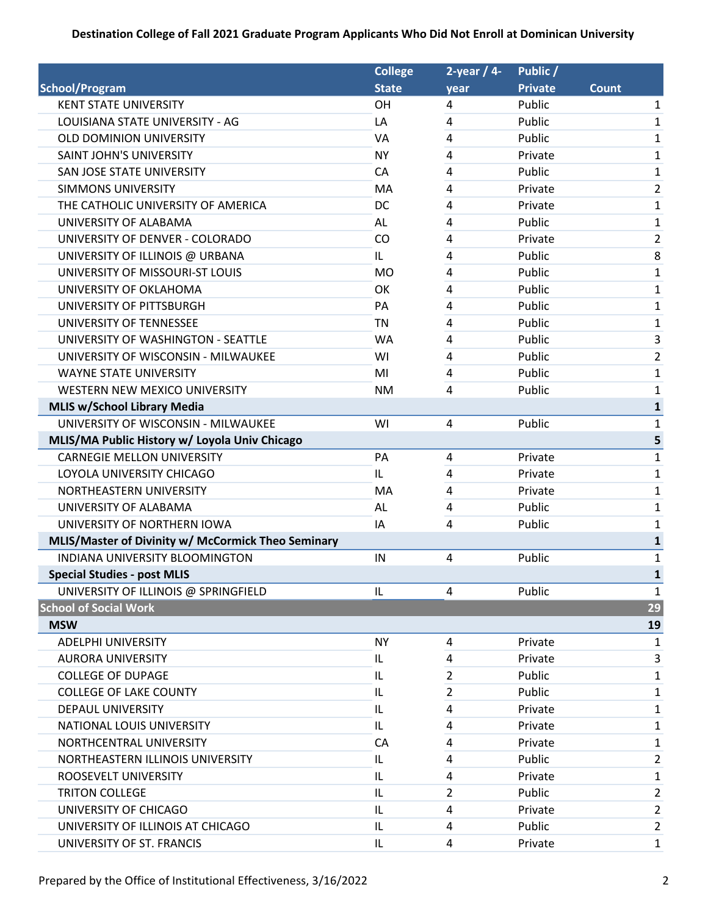**Destination College of Fall 2021 Graduate Program Applicants Who Did Not Enroll at Dominican University**

| School/Program | College State | 2-year / 4-year | Public / Private | Count |
|---|---|---|---|---|
| KENT STATE UNIVERSITY | OH | 4 | Public | 1 |
| LOUISIANA STATE UNIVERSITY - AG | LA | 4 | Public | 1 |
| OLD DOMINION UNIVERSITY | VA | 4 | Public | 1 |
| SAINT JOHN'S UNIVERSITY | NY | 4 | Private | 1 |
| SAN JOSE STATE UNIVERSITY | CA | 4 | Public | 1 |
| SIMMONS UNIVERSITY | MA | 4 | Private | 2 |
| THE CATHOLIC UNIVERSITY OF AMERICA | DC | 4 | Private | 1 |
| UNIVERSITY OF ALABAMA | AL | 4 | Public | 1 |
| UNIVERSITY OF DENVER - COLORADO | CO | 4 | Private | 2 |
| UNIVERSITY OF ILLINOIS @ URBANA | IL | 4 | Public | 8 |
| UNIVERSITY OF MISSOURI-ST LOUIS | MO | 4 | Public | 1 |
| UNIVERSITY OF OKLAHOMA | OK | 4 | Public | 1 |
| UNIVERSITY OF PITTSBURGH | PA | 4 | Public | 1 |
| UNIVERSITY OF TENNESSEE | TN | 4 | Public | 1 |
| UNIVERSITY OF WASHINGTON - SEATTLE | WA | 4 | Public | 3 |
| UNIVERSITY OF WISCONSIN - MILWAUKEE | WI | 4 | Public | 2 |
| WAYNE STATE UNIVERSITY | MI | 4 | Public | 1 |
| WESTERN NEW MEXICO UNIVERSITY | NM | 4 | Public | 1 |
| **MLIS w/School Library Media** | | | | **1** |
| UNIVERSITY OF WISCONSIN - MILWAUKEE | WI | 4 | Public | 1 |
| **MLIS/MA Public History w/ Loyola Univ Chicago** | | | | **5** |
| CARNEGIE MELLON UNIVERSITY | PA | 4 | Private | 1 |
| LOYOLA UNIVERSITY CHICAGO | IL | 4 | Private | 1 |
| NORTHEASTERN UNIVERSITY | MA | 4 | Private | 1 |
| UNIVERSITY OF ALABAMA | AL | 4 | Public | 1 |
| UNIVERSITY OF NORTHERN IOWA | IA | 4 | Public | 1 |
| **MLIS/Master of Divinity w/ McCormick Theo Seminary** | | | | **1** |
| INDIANA UNIVERSITY BLOOMINGTON | IN | 4 | Public | 1 |
| **Special Studies - post MLIS** | | | | **1** |
| UNIVERSITY OF ILLINOIS @ SPRINGFIELD | IL | 4 | Public | 1 |
| **School of Social Work** | | | | **29** |
| **MSW** | | | | **19** |
| ADELPHI UNIVERSITY | NY | 4 | Private | 1 |
| AURORA UNIVERSITY | IL | 4 | Private | 3 |
| COLLEGE OF DUPAGE | IL | 2 | Public | 1 |
| COLLEGE OF LAKE COUNTY | IL | 2 | Public | 1 |
| DEPAUL UNIVERSITY | IL | 4 | Private | 1 |
| NATIONAL LOUIS UNIVERSITY | IL | 4 | Private | 1 |
| NORTHCENTRAL UNIVERSITY | CA | 4 | Private | 1 |
| NORTHEASTERN ILLINOIS UNIVERSITY | IL | 4 | Public | 2 |
| ROOSEVELT UNIVERSITY | IL | 4 | Private | 1 |
| TRITON COLLEGE | IL | 2 | Public | 2 |
| UNIVERSITY OF CHICAGO | IL | 4 | Private | 2 |
| UNIVERSITY OF ILLINOIS AT CHICAGO | IL | 4 | Public | 2 |
| UNIVERSITY OF ST. FRANCIS | IL | 4 | Private | 1 |

Prepared by the Office of Institutional Effectiveness, 3/16/2022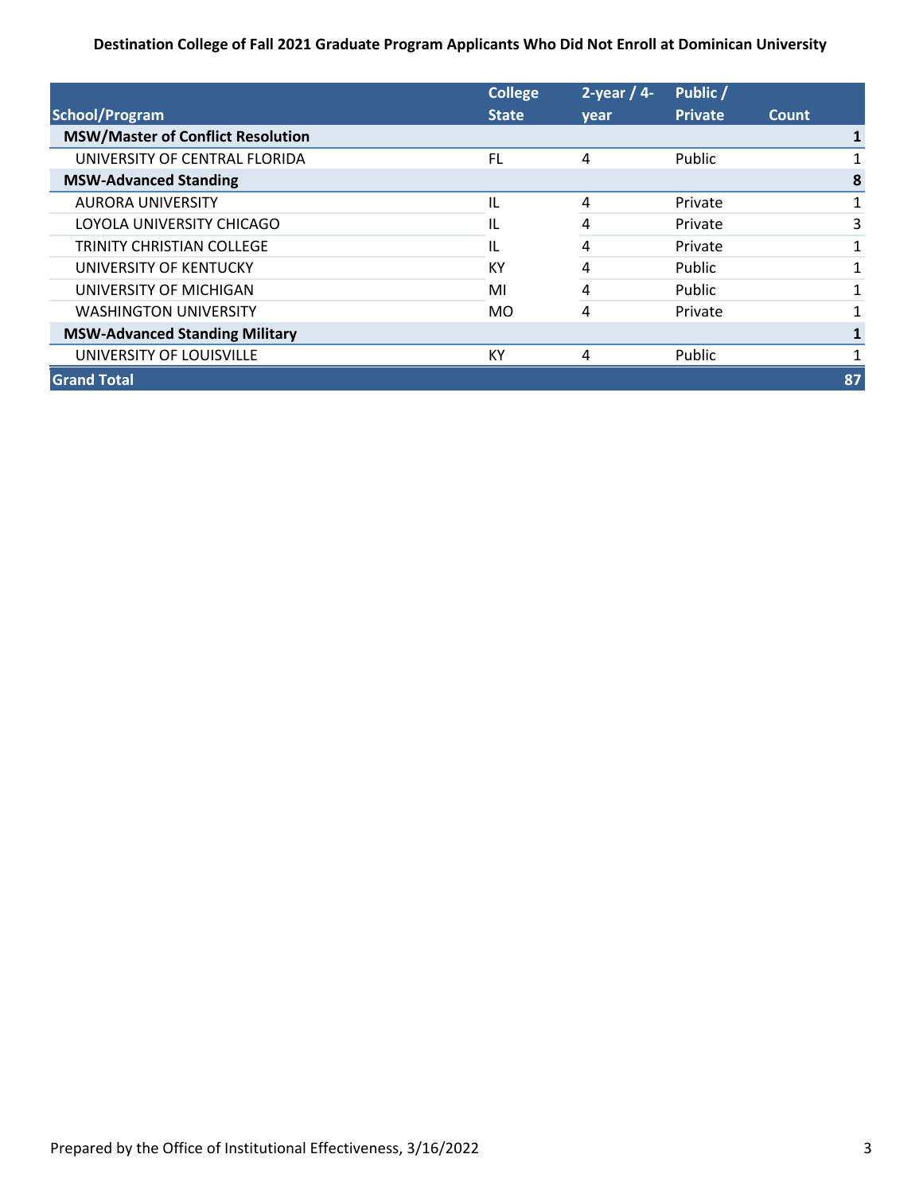**Destination College of Fall 2021 Graduate Program Applicants Who Did Not Enroll at Dominican University**

| School/Program | College State | 2-year / 4-year | Public / Private | Count |
|---|---|---|---|---|
| **MSW/Master of Conflict Resolution** | | | | **1** |
| UNIVERSITY OF CENTRAL FLORIDA | FL | 4 | Public | 1 |
| **MSW-Advanced Standing** | | | | **8** |
| AURORA UNIVERSITY | IL | 4 | Private | 1 |
| LOYOLA UNIVERSITY CHICAGO | IL | 4 | Private | 3 |
| TRINITY CHRISTIAN COLLEGE | IL | 4 | Private | 1 |
| UNIVERSITY OF KENTUCKY | KY | 4 | Public | 1 |
| UNIVERSITY OF MICHIGAN | MI | 4 | Public | 1 |
| WASHINGTON UNIVERSITY | MO | 4 | Private | 1 |
| **MSW-Advanced Standing Military** | | | | **1** |
| UNIVERSITY OF LOUISVILLE | KY | 4 | Public | 1 |
| **Grand Total** | | | | **87** |

Prepared by the Office of Institutional Effectiveness, 3/16/2022